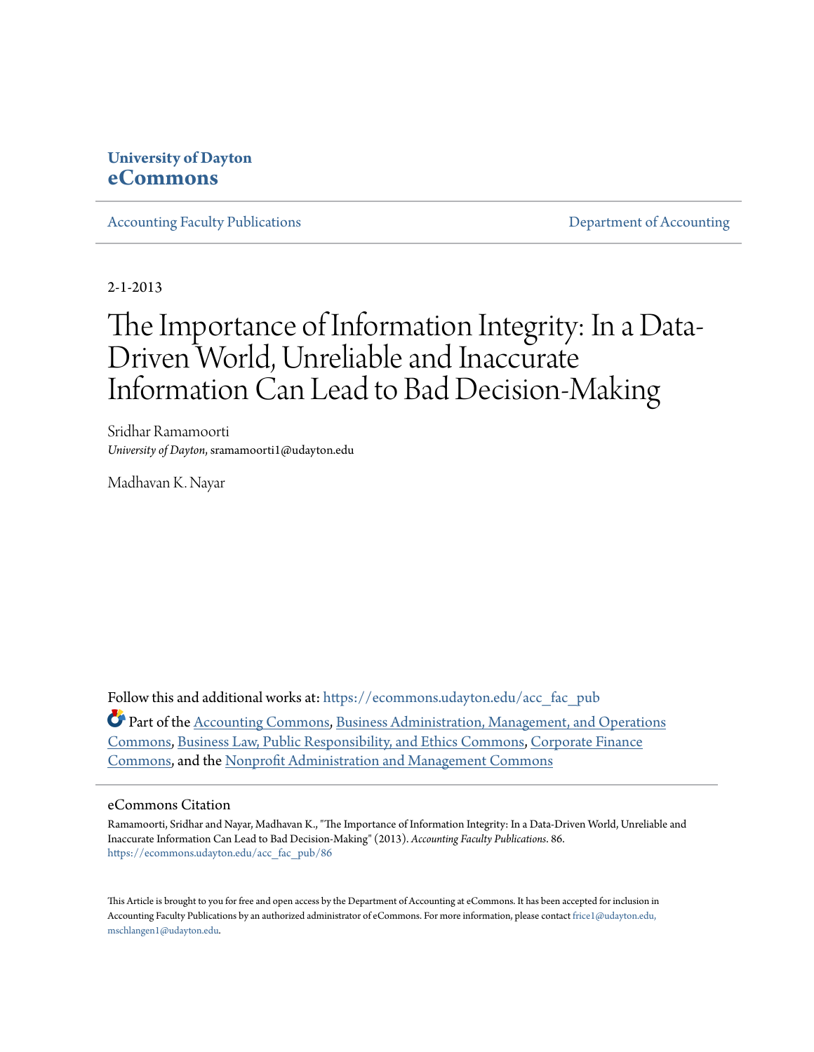**University of Dayton**
**eCommons**

Accounting Faculty Publications | Department of Accounting

2-1-2013

# The Importance of Information Integrity: In a Data-Driven World, Unreliable and Inaccurate Information Can Lead to Bad Decision-Making

Sridhar Ramamoorti
*University of Dayton*, sramamoorti1@udayton.edu

Madhavan K. Nayar

Follow this and additional works at: https://ecommons.udayton.edu/acc_fac_pub

Part of the Accounting Commons, Business Administration, Management, and Operations Commons, Business Law, Public Responsibility, and Ethics Commons, Corporate Finance Commons, and the Nonprofit Administration and Management Commons

## eCommons Citation

Ramamoorti, Sridhar and Nayar, Madhavan K., "The Importance of Information Integrity: In a Data-Driven World, Unreliable and Inaccurate Information Can Lead to Bad Decision-Making" (2013). *Accounting Faculty Publications*. 86.
https://ecommons.udayton.edu/acc_fac_pub/86

This Article is brought to you for free and open access by the Department of Accounting at eCommons. It has been accepted for inclusion in Accounting Faculty Publications by an authorized administrator of eCommons. For more information, please contact frice1@udayton.edu, mschlangen1@udayton.edu.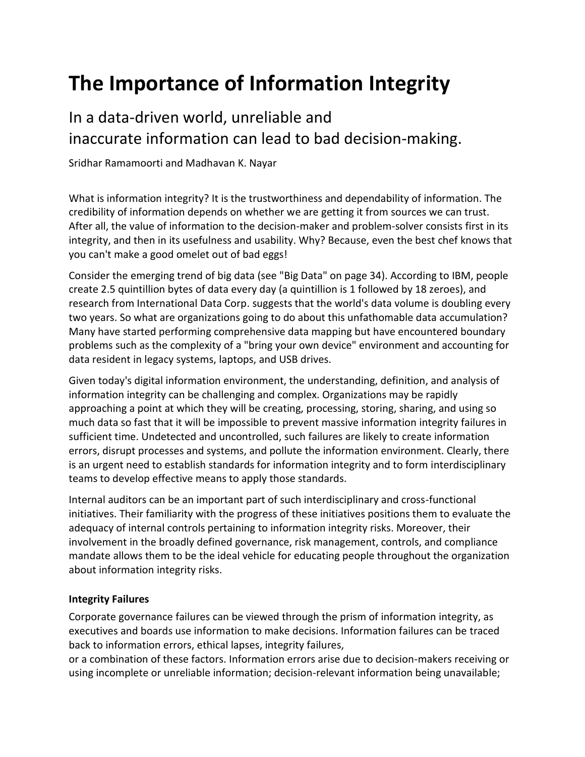# The Importance of Information Integrity

## In a data-driven world, unreliable and inaccurate information can lead to bad decision-making.

Sridhar Ramamoorti and Madhavan K. Nayar

What is information integrity? It is the trustworthiness and dependability of information. The credibility of information depends on whether we are getting it from sources we can trust. After all, the value of information to the decision-maker and problem-solver consists first in its integrity, and then in its usefulness and usability. Why? Because, even the best chef knows that you can't make a good omelet out of bad eggs!

Consider the emerging trend of big data (see "Big Data" on page 34). According to IBM, people create 2.5 quintillion bytes of data every day (a quintillion is 1 followed by 18 zeroes), and research from International Data Corp. suggests that the world's data volume is doubling every two years. So what are organizations going to do about this unfathomable data accumulation? Many have started performing comprehensive data mapping but have encountered boundary problems such as the complexity of a "bring your own device" environment and accounting for data resident in legacy systems, laptops, and USB drives.

Given today's digital information environment, the understanding, definition, and analysis of information integrity can be challenging and complex. Organizations may be rapidly approaching a point at which they will be creating, processing, storing, sharing, and using so much data so fast that it will be impossible to prevent massive information integrity failures in sufficient time. Undetected and uncontrolled, such failures are likely to create information errors, disrupt processes and systems, and pollute the information environment. Clearly, there is an urgent need to establish standards for information integrity and to form interdisciplinary teams to develop effective means to apply those standards.

Internal auditors can be an important part of such interdisciplinary and cross-functional initiatives. Their familiarity with the progress of these initiatives positions them to evaluate the adequacy of internal controls pertaining to information integrity risks. Moreover, their involvement in the broadly defined governance, risk management, controls, and compliance mandate allows them to be the ideal vehicle for educating people throughout the organization about information integrity risks.

**Integrity Failures**

Corporate governance failures can be viewed through the prism of information integrity, as executives and boards use information to make decisions. Information failures can be traced back to information errors, ethical lapses, integrity failures, or a combination of these factors. Information errors arise due to decision-makers receiving or using incomplete or unreliable information; decision-relevant information being unavailable;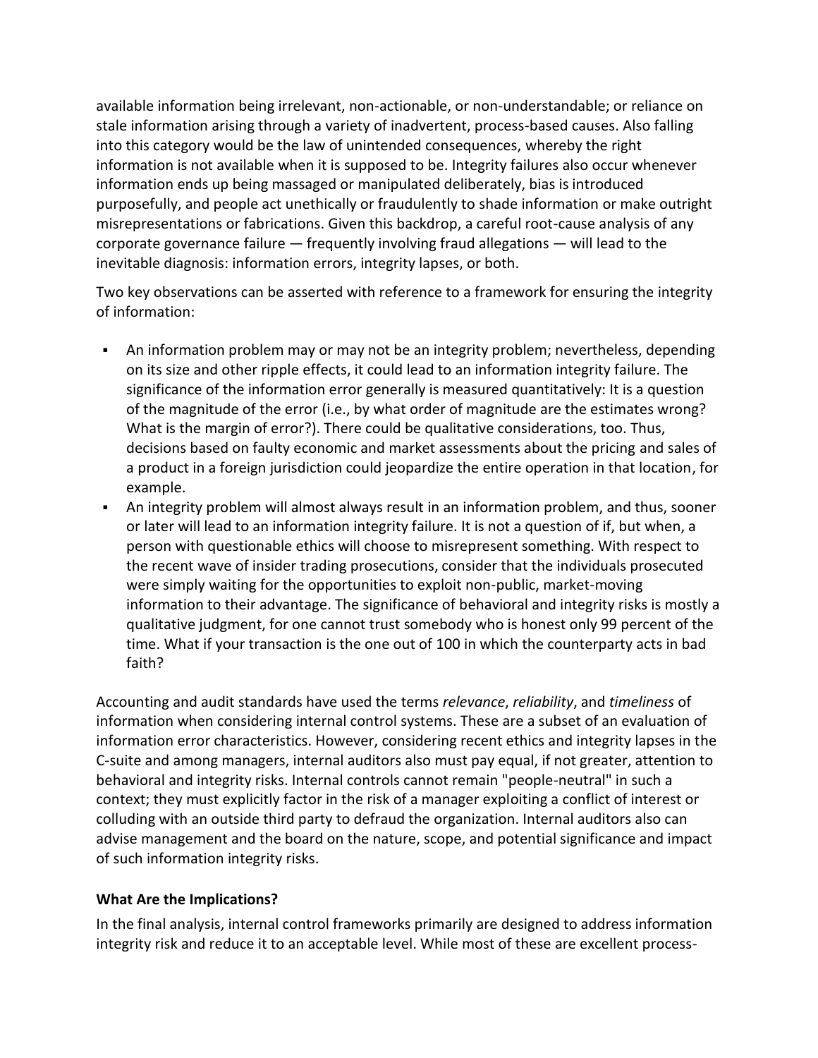available information being irrelevant, non-actionable, or non-understandable; or reliance on stale information arising through a variety of inadvertent, process-based causes. Also falling into this category would be the law of unintended consequences, whereby the right information is not available when it is supposed to be. Integrity failures also occur whenever information ends up being massaged or manipulated deliberately, bias is introduced purposefully, and people act unethically or fraudulently to shade information or make outright misrepresentations or fabrications. Given this backdrop, a careful root-cause analysis of any corporate governance failure — frequently involving fraud allegations — will lead to the inevitable diagnosis: information errors, integrity lapses, or both.

Two key observations can be asserted with reference to a framework for ensuring the integrity of information:

- An information problem may or may not be an integrity problem; nevertheless, depending on its size and other ripple effects, it could lead to an information integrity failure. The significance of the information error generally is measured quantitatively: It is a question of the magnitude of the error (i.e., by what order of magnitude are the estimates wrong? What is the margin of error?). There could be qualitative considerations, too. Thus, decisions based on faulty economic and market assessments about the pricing and sales of a product in a foreign jurisdiction could jeopardize the entire operation in that location, for example.
- An integrity problem will almost always result in an information problem, and thus, sooner or later will lead to an information integrity failure. It is not a question of if, but when, a person with questionable ethics will choose to misrepresent something. With respect to the recent wave of insider trading prosecutions, consider that the individuals prosecuted were simply waiting for the opportunities to exploit non-public, market-moving information to their advantage. The significance of behavioral and integrity risks is mostly a qualitative judgment, for one cannot trust somebody who is honest only 99 percent of the time. What if your transaction is the one out of 100 in which the counterparty acts in bad faith?

Accounting and audit standards have used the terms *relevance*, *reliability*, and *timeliness* of information when considering internal control systems. These are a subset of an evaluation of information error characteristics. However, considering recent ethics and integrity lapses in the C-suite and among managers, internal auditors also must pay equal, if not greater, attention to behavioral and integrity risks. Internal controls cannot remain "people-neutral" in such a context; they must explicitly factor in the risk of a manager exploiting a conflict of interest or colluding with an outside third party to defraud the organization. Internal auditors also can advise management and the board on the nature, scope, and potential significance and impact of such information integrity risks.

**What Are the Implications?**

In the final analysis, internal control frameworks primarily are designed to address information integrity risk and reduce it to an acceptable level. While most of these are excellent process-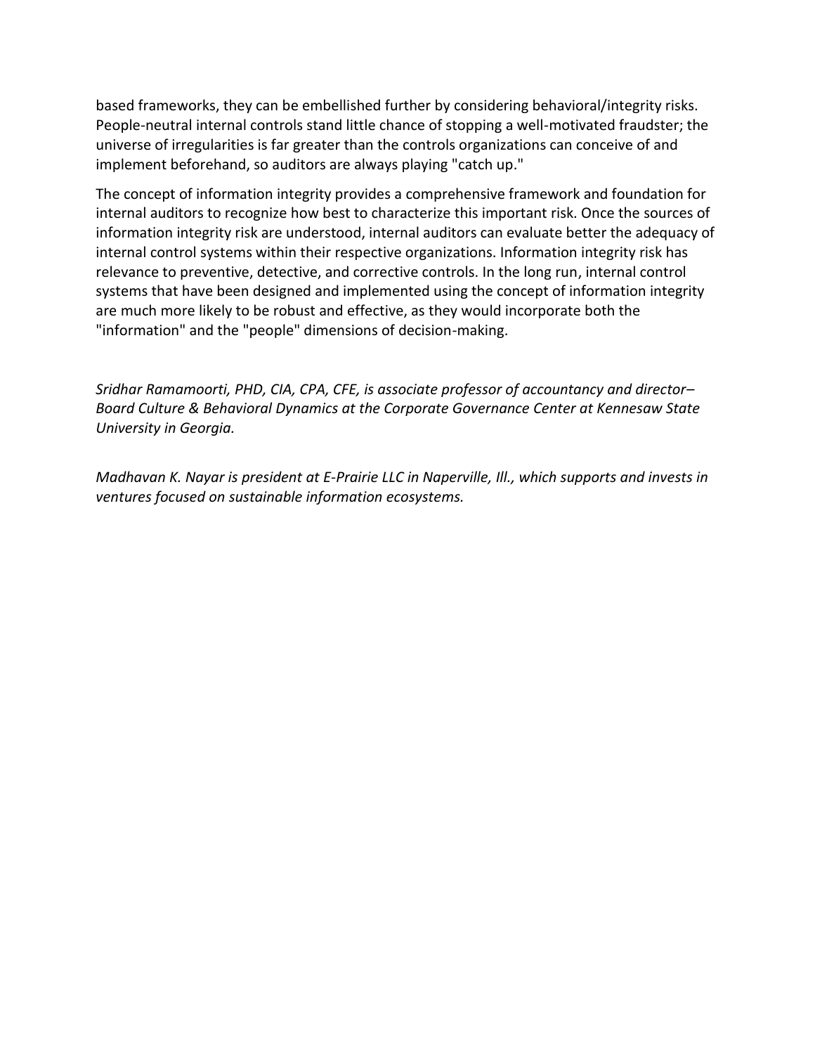based frameworks, they can be embellished further by considering behavioral/integrity risks. People-neutral internal controls stand little chance of stopping a well-motivated fraudster; the universe of irregularities is far greater than the controls organizations can conceive of and implement beforehand, so auditors are always playing "catch up."

The concept of information integrity provides a comprehensive framework and foundation for internal auditors to recognize how best to characterize this important risk. Once the sources of information integrity risk are understood, internal auditors can evaluate better the adequacy of internal control systems within their respective organizations. Information integrity risk has relevance to preventive, detective, and corrective controls. In the long run, internal control systems that have been designed and implemented using the concept of information integrity are much more likely to be robust and effective, as they would incorporate both the "information" and the "people" dimensions of decision-making.

*Sridhar Ramamoorti, PHD, CIA, CPA, CFE, is associate professor of accountancy and director–Board Culture & Behavioral Dynamics at the Corporate Governance Center at Kennesaw State University in Georgia.*

*Madhavan K. Nayar is president at E-Prairie LLC in Naperville, Ill., which supports and invests in ventures focused on sustainable information ecosystems.*